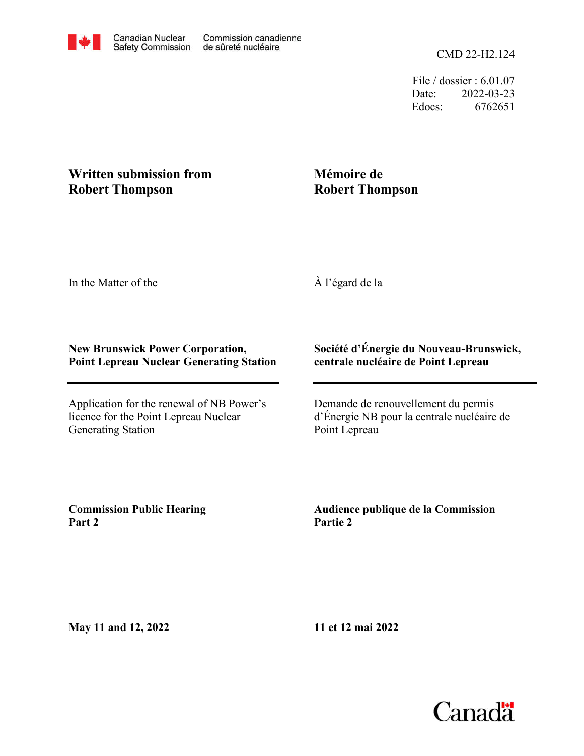Canadian Nuclear Safety Commission | Commission canadienne de sûreté nucléaire

CMD 22-H2.124

File / dossier : 6.01.07
Date: 2022-03-23
Edocs: 6762651

**Written submission from Robert Thompson**

**Mémoire de Robert Thompson**

In the Matter of the

À l'égard de la

**New Brunswick Power Corporation, Point Lepreau Nuclear Generating Station**

**Société d'Énergie du Nouveau-Brunswick, centrale nucléaire de Point Lepreau**

Application for the renewal of NB Power's licence for the Point Lepreau Nuclear Generating Station

Demande de renouvellement du permis d'Énergie NB pour la centrale nucléaire de Point Lepreau

**Commission Public Hearing Part 2**

**Audience publique de la Commission Partie 2**

**May 11 and 12, 2022**

**11 et 12 mai 2022**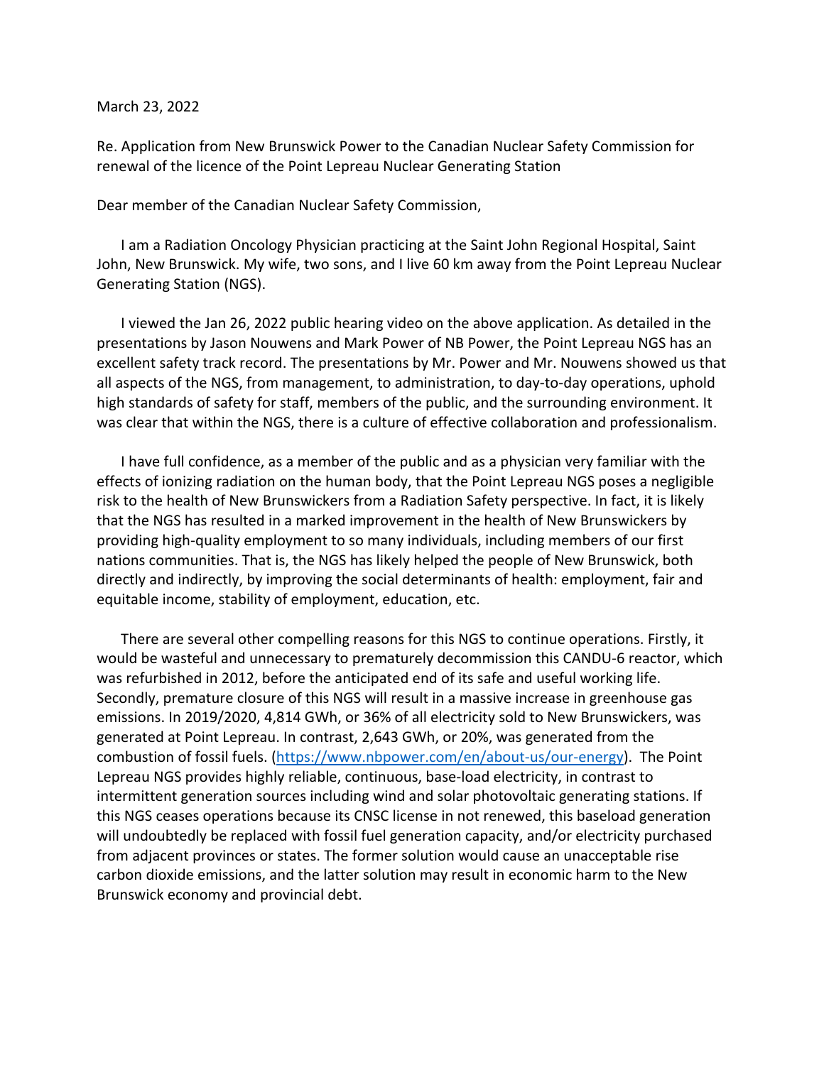March 23, 2022

Re. Application from New Brunswick Power to the Canadian Nuclear Safety Commission for renewal of the licence of the Point Lepreau Nuclear Generating Station

Dear member of the Canadian Nuclear Safety Commission,

I am a Radiation Oncology Physician practicing at the Saint John Regional Hospital, Saint John, New Brunswick. My wife, two sons, and I live 60 km away from the Point Lepreau Nuclear Generating Station (NGS).

I viewed the Jan 26, 2022 public hearing video on the above application. As detailed in the presentations by Jason Nouwens and Mark Power of NB Power, the Point Lepreau NGS has an excellent safety track record. The presentations by Mr. Power and Mr. Nouwens showed us that all aspects of the NGS, from management, to administration, to day-to-day operations, uphold high standards of safety for staff, members of the public, and the surrounding environment. It was clear that within the NGS, there is a culture of effective collaboration and professionalism.

I have full confidence, as a member of the public and as a physician very familiar with the effects of ionizing radiation on the human body, that the Point Lepreau NGS poses a negligible risk to the health of New Brunswickers from a Radiation Safety perspective. In fact, it is likely that the NGS has resulted in a marked improvement in the health of New Brunswickers by providing high-quality employment to so many individuals, including members of our first nations communities. That is, the NGS has likely helped the people of New Brunswick, both directly and indirectly, by improving the social determinants of health: employment, fair and equitable income, stability of employment, education, etc.

There are several other compelling reasons for this NGS to continue operations. Firstly, it would be wasteful and unnecessary to prematurely decommission this CANDU-6 reactor, which was refurbished in 2012, before the anticipated end of its safe and useful working life. Secondly, premature closure of this NGS will result in a massive increase in greenhouse gas emissions. In 2019/2020, 4,814 GWh, or 36% of all electricity sold to New Brunswickers, was generated at Point Lepreau. In contrast, 2,643 GWh, or 20%, was generated from the combustion of fossil fuels. (https://www.nbpower.com/en/about-us/our-energy). The Point Lepreau NGS provides highly reliable, continuous, base-load electricity, in contrast to intermittent generation sources including wind and solar photovoltaic generating stations. If this NGS ceases operations because its CNSC license in not renewed, this baseload generation will undoubtedly be replaced with fossil fuel generation capacity, and/or electricity purchased from adjacent provinces or states. The former solution would cause an unacceptable rise carbon dioxide emissions, and the latter solution may result in economic harm to the New Brunswick economy and provincial debt.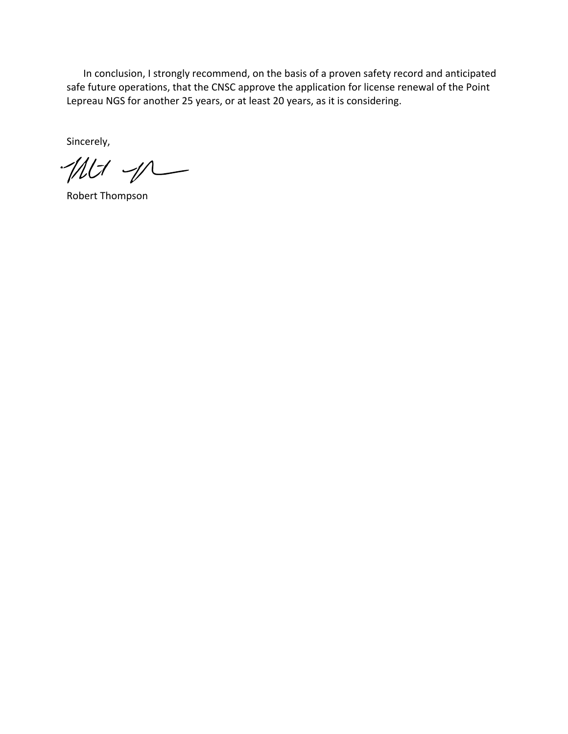In conclusion, I strongly recommend, on the basis of a proven safety record and anticipated safe future operations, that the CNSC approve the application for license renewal of the Point Lepreau NGS for another 25 years, or at least 20 years, as it is considering.

Sincerely,

Robert Thompson